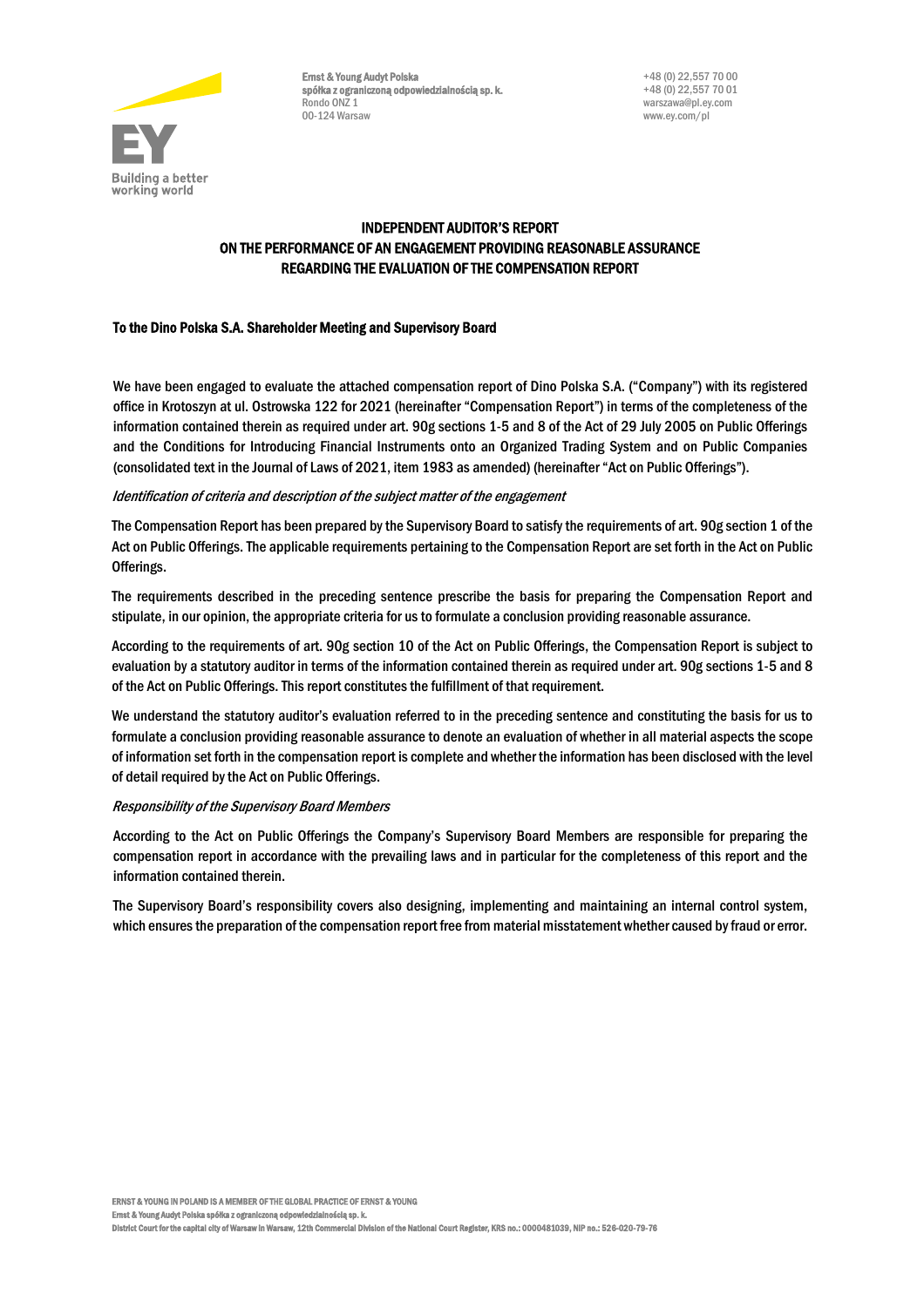Ernst & Young Audyt Polska
**spółka z ograniczoną odpowiedzialnością sp. k.**
Rondo ONZ 1
00-124 Warsaw

+48 (0) 22,557 70 00
+48 (0) 22,557 70 01
warszawa@pl.ey.com
www.ey.com/pl

# INDEPENDENT AUDITOR'S REPORT ON THE PERFORMANCE OF AN ENGAGEMENT PROVIDING REASONABLE ASSURANCE REGARDING THE EVALUATION OF THE COMPENSATION REPORT

**To the Dino Polska S.A. Shareholder Meeting and Supervisory Board**

We have been engaged to evaluate the attached compensation report of Dino Polska S.A. ("Company") with its registered office in Krotoszyn at ul. Ostrowska 122 for 2021 (hereinafter "Compensation Report") in terms of the completeness of the information contained therein as required under art. 90g sections 1-5 and 8 of the Act of 29 July 2005 on Public Offerings and the Conditions for Introducing Financial Instruments onto an Organized Trading System and on Public Companies (consolidated text in the Journal of Laws of 2021, item 1983 as amended) (hereinafter "Act on Public Offerings").

*Identification of criteria and description of the subject matter of the engagement*

The Compensation Report has been prepared by the Supervisory Board to satisfy the requirements of art. 90g section 1 of the Act on Public Offerings. The applicable requirements pertaining to the Compensation Report are set forth in the Act on Public Offerings.

The requirements described in the preceding sentence prescribe the basis for preparing the Compensation Report and stipulate, in our opinion, the appropriate criteria for us to formulate a conclusion providing reasonable assurance.

According to the requirements of art. 90g section 10 of the Act on Public Offerings, the Compensation Report is subject to evaluation by a statutory auditor in terms of the information contained therein as required under art. 90g sections 1-5 and 8 of the Act on Public Offerings. This report constitutes the fulfillment of that requirement.

We understand the statutory auditor's evaluation referred to in the preceding sentence and constituting the basis for us to formulate a conclusion providing reasonable assurance to denote an evaluation of whether in all material aspects the scope of information set forth in the compensation report is complete and whether the information has been disclosed with the level of detail required by the Act on Public Offerings.

*Responsibility of the Supervisory Board Members*

According to the Act on Public Offerings the Company's Supervisory Board Members are responsible for preparing the compensation report in accordance with the prevailing laws and in particular for the completeness of this report and the information contained therein.

The Supervisory Board's responsibility covers also designing, implementing and maintaining an internal control system, which ensures the preparation of the compensation report free from material misstatement whether caused by fraud or error.

ERNST & YOUNG IN POLAND IS A MEMBER OF THE GLOBAL PRACTICE OF ERNST & YOUNG
Ernst & Young Audyt Polska spółka z ograniczoną odpowiedzialnością sp. k.
District Court for the capital city of Warsaw in Warsaw, 12th Commercial Division of the National Court Register, KRS no.: 0000481039, NIP no.: 526-020-79-76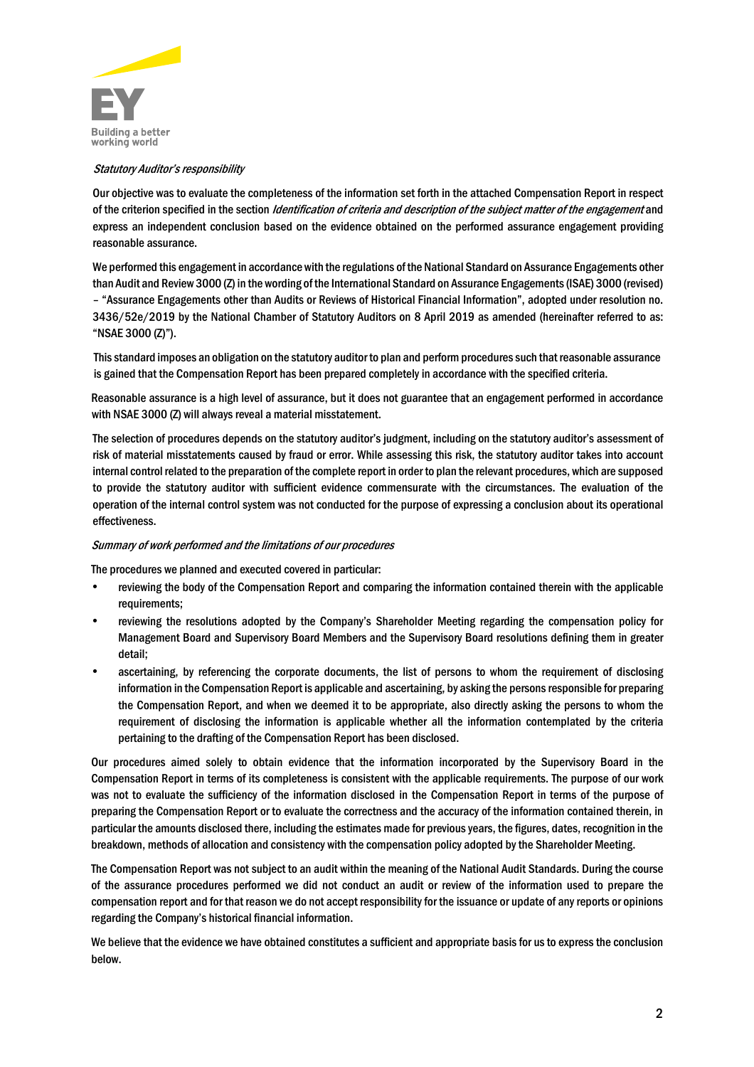*Statutory Auditor's responsibility*

Our objective was to evaluate the completeness of the information set forth in the attached Compensation Report in respect of the criterion specified in the section *Identification of criteria and description of the subject matter of the engagement* and express an independent conclusion based on the evidence obtained on the performed assurance engagement providing reasonable assurance.

We performed this engagement in accordance with the regulations of the National Standard on Assurance Engagements other than Audit and Review 3000 (Z) in the wording of the International Standard on Assurance Engagements (ISAE) 3000 (revised) – "Assurance Engagements other than Audits or Reviews of Historical Financial Information", adopted under resolution no. 3436/52e/2019 by the National Chamber of Statutory Auditors on 8 April 2019 as amended (hereinafter referred to as: "NSAE 3000 (Z)").

This standard imposes an obligation on the statutory auditor to plan and perform procedures such that reasonable assurance is gained that the Compensation Report has been prepared completely in accordance with the specified criteria.

Reasonable assurance is a high level of assurance, but it does not guarantee that an engagement performed in accordance with NSAE 3000 (Z) will always reveal a material misstatement.

The selection of procedures depends on the statutory auditor's judgment, including on the statutory auditor's assessment of risk of material misstatements caused by fraud or error. While assessing this risk, the statutory auditor takes into account internal control related to the preparation of the complete report in order to plan the relevant procedures, which are supposed to provide the statutory auditor with sufficient evidence commensurate with the circumstances. The evaluation of the operation of the internal control system was not conducted for the purpose of expressing a conclusion about its operational effectiveness.

*Summary of work performed and the limitations of our procedures*

The procedures we planned and executed covered in particular:

- reviewing the body of the Compensation Report and comparing the information contained therein with the applicable requirements;
- reviewing the resolutions adopted by the Company's Shareholder Meeting regarding the compensation policy for Management Board and Supervisory Board Members and the Supervisory Board resolutions defining them in greater detail;
- ascertaining, by referencing the corporate documents, the list of persons to whom the requirement of disclosing information in the Compensation Report is applicable and ascertaining, by asking the persons responsible for preparing the Compensation Report, and when we deemed it to be appropriate, also directly asking the persons to whom the requirement of disclosing the information is applicable whether all the information contemplated by the criteria pertaining to the drafting of the Compensation Report has been disclosed.

Our procedures aimed solely to obtain evidence that the information incorporated by the Supervisory Board in the Compensation Report in terms of its completeness is consistent with the applicable requirements. The purpose of our work was not to evaluate the sufficiency of the information disclosed in the Compensation Report in terms of the purpose of preparing the Compensation Report or to evaluate the correctness and the accuracy of the information contained therein, in particular the amounts disclosed there, including the estimates made for previous years, the figures, dates, recognition in the breakdown, methods of allocation and consistency with the compensation policy adopted by the Shareholder Meeting.

The Compensation Report was not subject to an audit within the meaning of the National Audit Standards. During the course of the assurance procedures performed we did not conduct an audit or review of the information used to prepare the compensation report and for that reason we do not accept responsibility for the issuance or update of any reports or opinions regarding the Company's historical financial information.

We believe that the evidence we have obtained constitutes a sufficient and appropriate basis for us to express the conclusion below.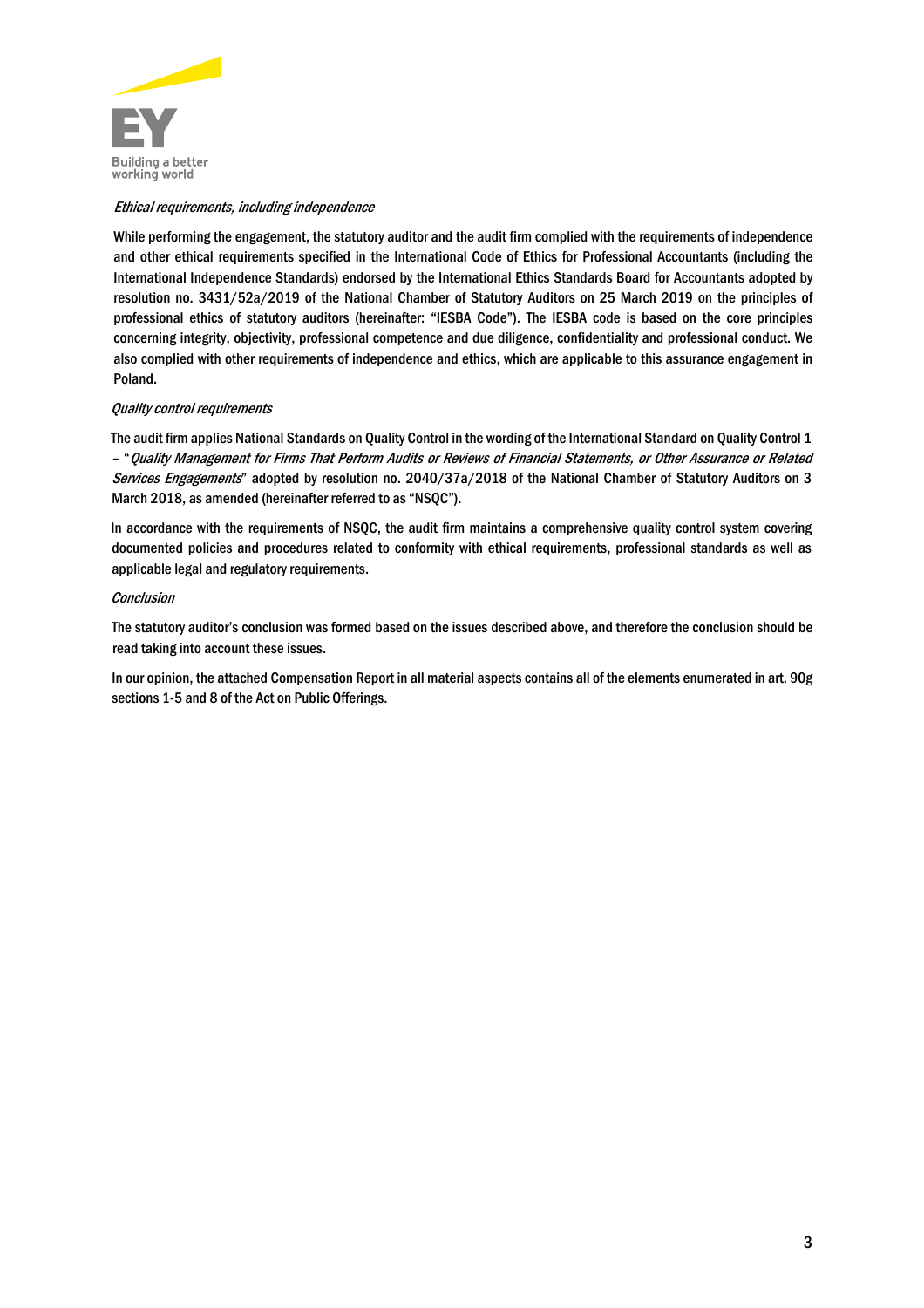*Ethical requirements, including independence*

While performing the engagement, the statutory auditor and the audit firm complied with the requirements of independence and other ethical requirements specified in the International Code of Ethics for Professional Accountants (including the International Independence Standards) endorsed by the International Ethics Standards Board for Accountants adopted by resolution no. 3431/52a/2019 of the National Chamber of Statutory Auditors on 25 March 2019 on the principles of professional ethics of statutory auditors (hereinafter: "IESBA Code"). The IESBA code is based on the core principles concerning integrity, objectivity, professional competence and due diligence, confidentiality and professional conduct. We also complied with other requirements of independence and ethics, which are applicable to this assurance engagement in Poland.

*Quality control requirements*

The audit firm applies National Standards on Quality Control in the wording of the International Standard on Quality Control 1 – "*Quality Management for Firms That Perform Audits or Reviews of Financial Statements, or Other Assurance or Related Services Engagements*" adopted by resolution no. 2040/37a/2018 of the National Chamber of Statutory Auditors on 3 March 2018, as amended (hereinafter referred to as "NSQC").

In accordance with the requirements of NSQC, the audit firm maintains a comprehensive quality control system covering documented policies and procedures related to conformity with ethical requirements, professional standards as well as applicable legal and regulatory requirements.

*Conclusion*

The statutory auditor's conclusion was formed based on the issues described above, and therefore the conclusion should be read taking into account these issues.

In our opinion, the attached Compensation Report in all material aspects contains all of the elements enumerated in art. 90g sections 1-5 and 8 of the Act on Public Offerings.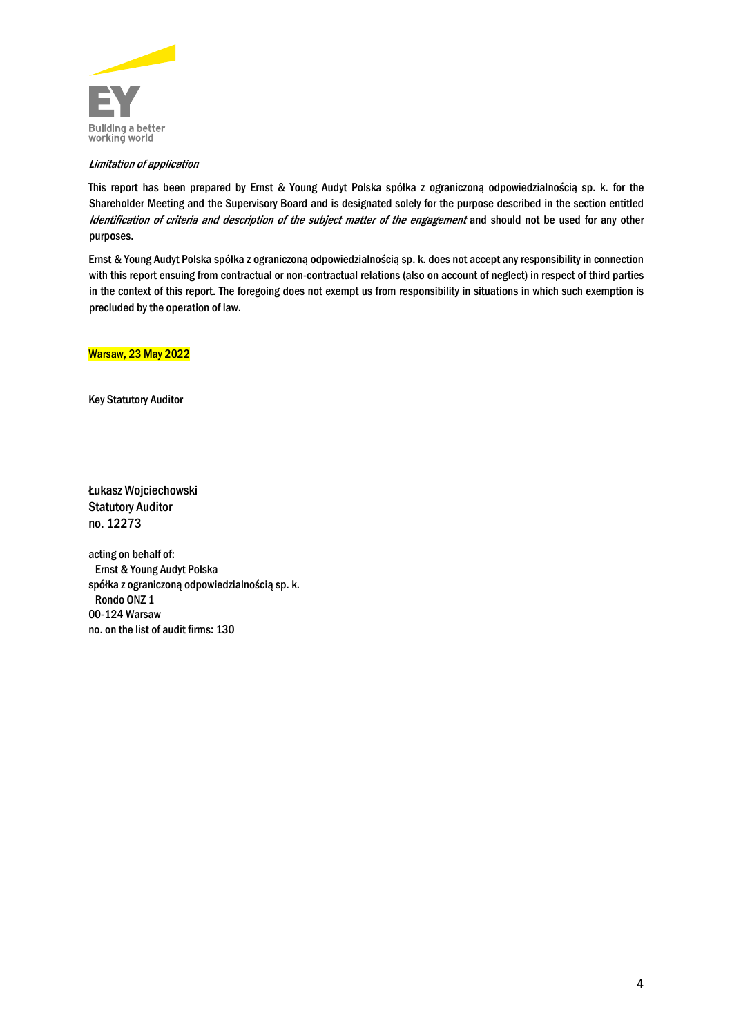*Limitation of application*

This report has been prepared by Ernst & Young Audyt Polska spółka z ograniczoną odpowiedzialnością sp. k. for the Shareholder Meeting and the Supervisory Board and is designated solely for the purpose described in the section entitled *Identification of criteria and description of the subject matter of the engagement* and should not be used for any other purposes.

Ernst & Young Audyt Polska spółka z ograniczoną odpowiedzialnością sp. k. does not accept any responsibility in connection with this report ensuing from contractual or non-contractual relations (also on account of neglect) in respect of third parties in the context of this report. The foregoing does not exempt us from responsibility in situations in which such exemption is precluded by the operation of law.

Warsaw, 23 May 2022

Key Statutory Auditor

Łukasz Wojciechowski
Statutory Auditor
no. 12273

acting on behalf of:
Ernst & Young Audyt Polska
spółka z ograniczoną odpowiedzialnością sp. k.
Rondo ONZ 1
00-124 Warsaw
no. on the list of audit firms: 130